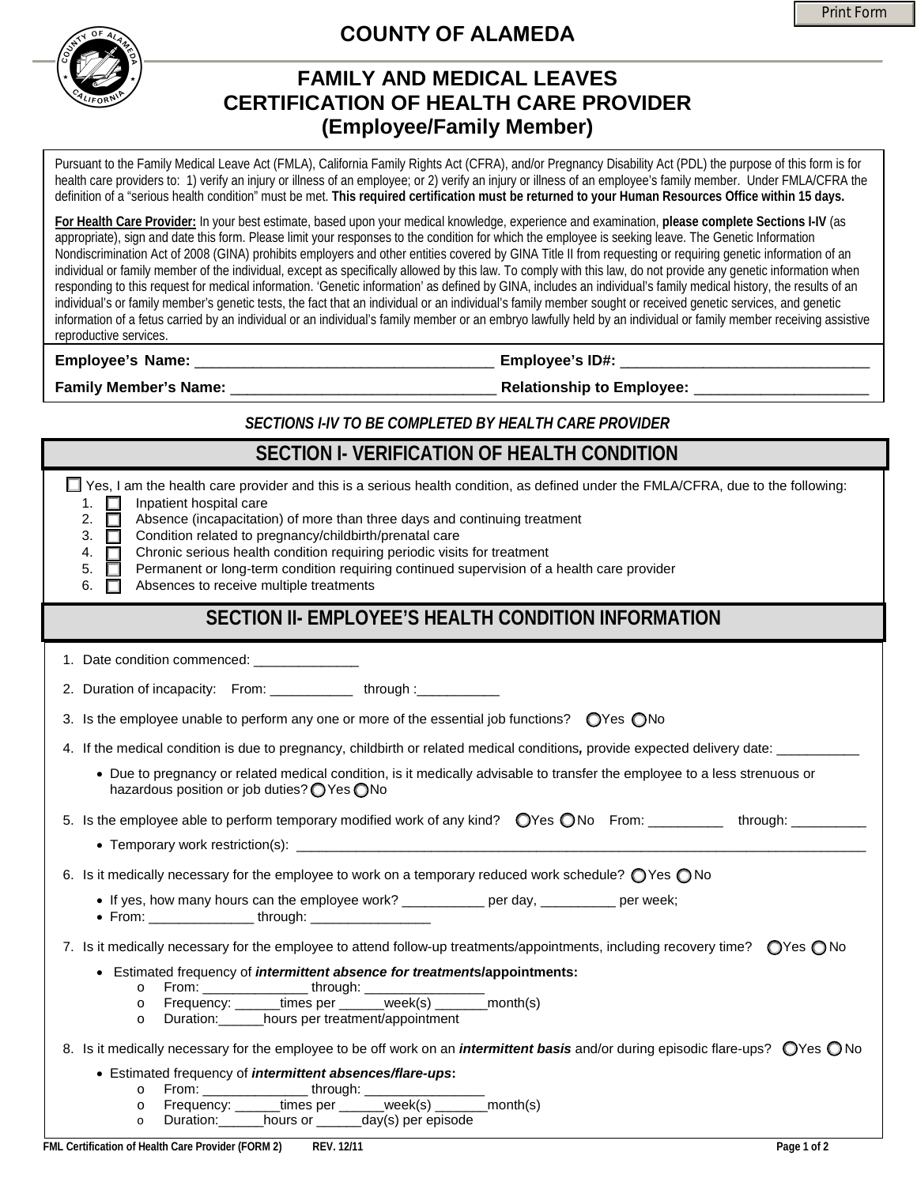# COUNTY OF ALAMEDA

## FAMILY AND MEDICAL LEAVES
## CERTIFICATION OF HEALTH CARE PROVIDER
## (Employee/Family Member)

Pursuant to the Family Medical Leave Act (FMLA), California Family Rights Act (CFRA), and/or Pregnancy Disability Act (PDL) the purpose of this form is for health care providers to: 1) verify an injury or illness of an employee; or 2) verify an injury or illness of an employee's family member. Under FMLA/CFRA the definition of a "serious health condition" must be met. **This required certification must be returned to your Human Resources Office within 15 days.**

**For Health Care Provider:** In your best estimate, based upon your medical knowledge, experience and examination, **please complete Sections I-IV** (as appropriate), sign and date this form. Please limit your responses to the condition for which the employee is seeking leave. The Genetic Information Nondiscrimination Act of 2008 (GINA) prohibits employers and other entities covered by GINA Title II from requesting or requiring genetic information of an individual or family member of the individual, except as specifically allowed by this law. To comply with this law, do not provide any genetic information when responding to this request for medical information. 'Genetic information' as defined by GINA, includes an individual's family medical history, the results of an individual's or family member's genetic tests, the fact that an individual or an individual's family member sought or received genetic services, and genetic information of a fetus carried by an individual or an individual's family member or an embryo lawfully held by an individual or family member receiving assistive reproductive services.

**Employee's Name:** ______________________________________ **Employee's ID#:** _______________________________

**Family Member's Name:** _________________________________ **Relationship to Employee:** _____________________

***SECTIONS I-IV TO BE COMPLETED BY HEALTH CARE PROVIDER***

## SECTION I- VERIFICATION OF HEALTH CONDITION

☐ Yes, I am the health care provider and this is a serious health condition, as defined under the FMLA/CFRA, due to the following:

1. ☐ Inpatient hospital care
2. ☐ Absence (incapacitation) of more than three days and continuing treatment
3. ☐ Condition related to pregnancy/childbirth/prenatal care
4. ☐ Chronic serious health condition requiring periodic visits for treatment
5. ☐ Permanent or long-term condition requiring continued supervision of a health care provider
6. ☐ Absences to receive multiple treatments

## SECTION II- EMPLOYEE'S HEALTH CONDITION INFORMATION

1. Date condition commenced: ______________

2. Duration of incapacity: From: ___________ through :___________

3. Is the employee unable to perform any one or more of the essential job functions? ◯Yes ◯No

4. If the medical condition is due to pregnancy, childbirth or related medical conditions*,* provide expected delivery date: ___________
   - Due to pregnancy or related medical condition, is it medically advisable to transfer the employee to a less strenuous or hazardous position or job duties? ◯ Yes ◯No

5. Is the employee able to perform temporary modified work of any kind? ◯Yes ◯No From: __________ through: __________
   - Temporary work restriction(s): ________________________________________________________________________________

6. Is it medically necessary for the employee to work on a temporary reduced work schedule? ◯Yes ◯No
   - If yes, how many hours can the employee work? ___________ per day, __________ per week;
   - From: ______________ through: ________________

7. Is it medically necessary for the employee to attend follow-up treatments/appointments, including recovery time? ◯Yes ◯No
   - Estimated frequency of ***intermittent absence for treatments*****/appointments:**
     - From: ______________ through: ________________
     - Frequency: ______times per ______week(s) _______month(s)
     - Duration:______hours per treatment/appointment

8. Is it medically necessary for the employee to be off work on an ***intermittent basis*** and/or during episodic flare-ups? ◯Yes ◯No
   - Estimated frequency of ***intermittent absences/flare-ups*****:**
     - From: ______________ through: ________________
     - Frequency: ______times per ______week(s) _______month(s)
     - Duration:______hours or ______day(s) per episode

FML Certification of Health Care Provider (FORM 2) REV. 12/11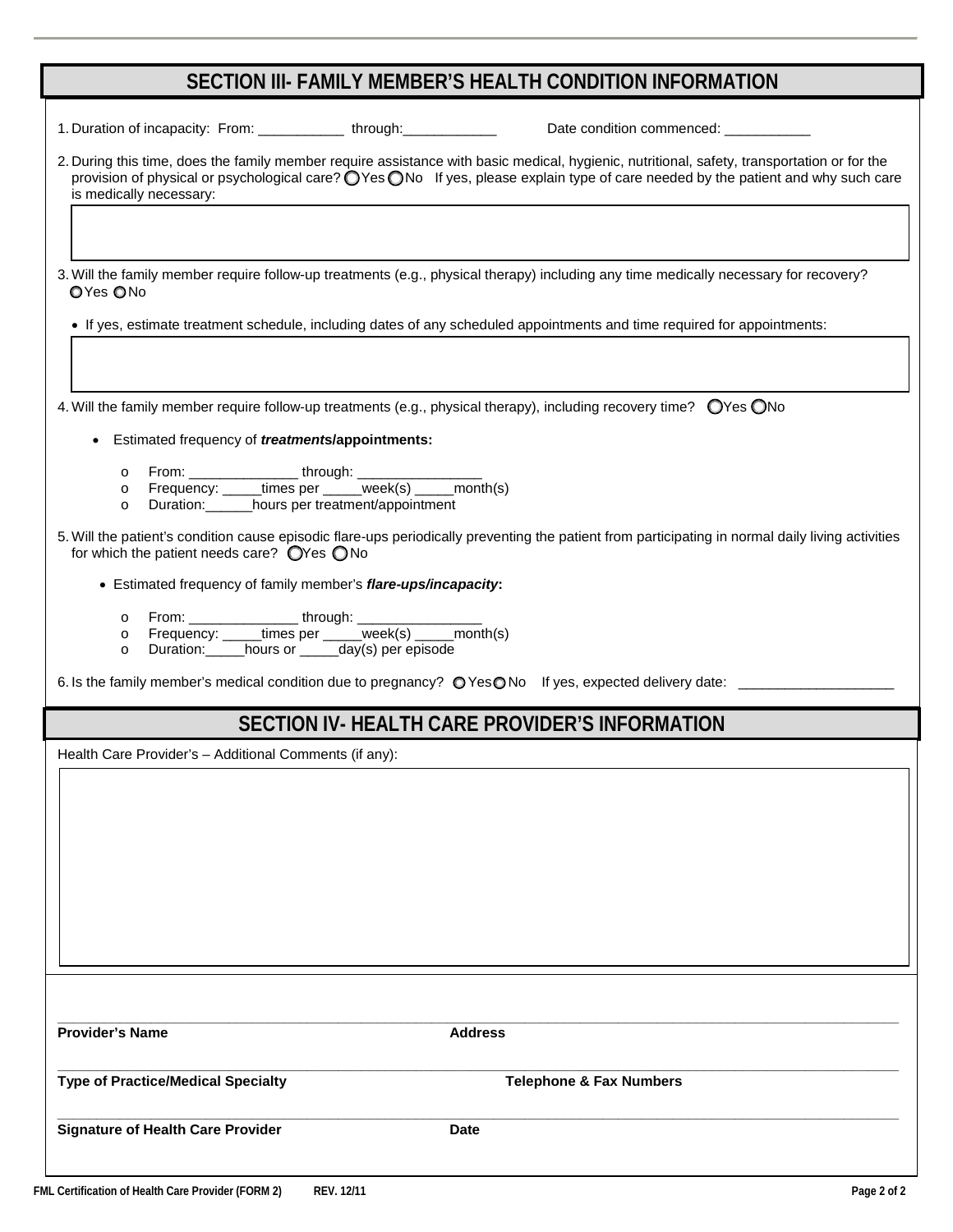## SECTION III- FAMILY MEMBER'S HEALTH CONDITION INFORMATION

1. Duration of incapacity: From: ___________ through:____________ Date condition commenced: ___________

2. During this time, does the family member require assistance with basic medical, hygienic, nutritional, safety, transportation or for the provision of physical or psychological care? ○Yes ○No If yes, please explain type of care needed by the patient and why such care is medically necessary:

3. Will the family member require follow-up treatments (e.g., physical therapy) including any time medically necessary for recovery? ○Yes ○No

   - If yes, estimate treatment schedule, including dates of any scheduled appointments and time required for appointments:

4. Will the family member require follow-up treatments (e.g., physical therapy), including recovery time? ○Yes ○No

   - Estimated frequency of ***treatments*****/appointments:**
     - From: ______________ through: ________________
     - Frequency: _____times per _____week(s) _____month(s)
     - Duration:______hours per treatment/appointment

5. Will the patient's condition cause episodic flare-ups periodically preventing the patient from participating in normal daily living activities for which the patient needs care? ○Yes ○No

   - Estimated frequency of family member's ***flare-ups/incapacity*****:**
     - From: ______________ through: ________________
     - Frequency: _____times per _____week(s) _____month(s)
     - Duration:_____hours or _____day(s) per episode

6. Is the family member's medical condition due to pregnancy? ○Yes ○No If yes, expected delivery date: ____________________

## SECTION IV- HEALTH CARE PROVIDER'S INFORMATION

Health Care Provider's – Additional Comments (if any):

_______________________________________________________________________________

**Provider's Name** **Address**

_______________________________________________________________________________

**Type of Practice/Medical Specialty** **Telephone & Fax Numbers**

_______________________________________________________________________________

**Signature of Health Care Provider** **Date**

**FML Certification of Health Care Provider (FORM 2) REV. 12/11**